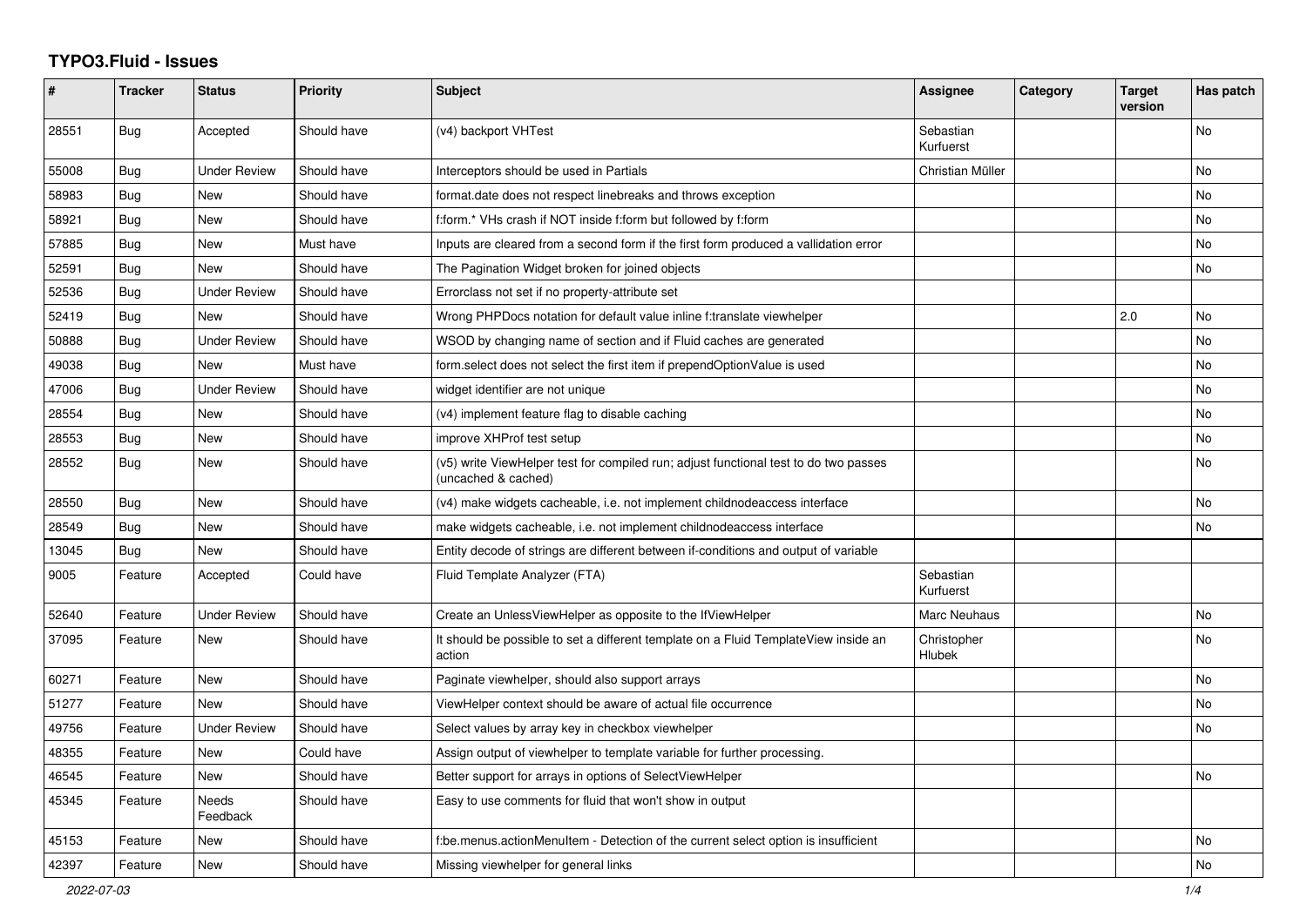# TYPO3.Fluid - Issues

| # | Tracker | Status | Priority | Subject | Assignee | Category | Target version | Has patch |
|---|---|---|---|---|---|---|---|---|
| 28551 | Bug | Accepted | Should have | (v4) backport VHTest | Sebastian Kurfuerst | | | No |
| 55008 | Bug | Under Review | Should have | Interceptors should be used in Partials | Christian Müller | | | No |
| 58983 | Bug | New | Should have | format.date does not respect linebreaks and throws exception | | | | No |
| 58921 | Bug | New | Should have | f:form.* VHs crash if NOT inside f:form but followed by f:form | | | | No |
| 57885 | Bug | New | Must have | Inputs are cleared from a second form if the first form produced a vallidation error | | | | No |
| 52591 | Bug | New | Should have | The Pagination Widget broken for joined objects | | | | No |
| 52536 | Bug | Under Review | Should have | Errorclass not set if no property-attribute set | | | | |
| 52419 | Bug | New | Should have | Wrong PHPDocs notation for default value inline f:translate viewhelper | | | 2.0 | No |
| 50888 | Bug | Under Review | Should have | WSOD by changing name of section and if Fluid caches are generated | | | | No |
| 49038 | Bug | New | Must have | form.select does not select the first item if prependOptionValue is used | | | | No |
| 47006 | Bug | Under Review | Should have | widget identifier are not unique | | | | No |
| 28554 | Bug | New | Should have | (v4) implement feature flag to disable caching | | | | No |
| 28553 | Bug | New | Should have | improve XHProf test setup | | | | No |
| 28552 | Bug | New | Should have | (v5) write ViewHelper test for compiled run; adjust functional test to do two passes (uncached & cached) | | | | No |
| 28550 | Bug | New | Should have | (v4) make widgets cacheable, i.e. not implement childnodeaccess interface | | | | No |
| 28549 | Bug | New | Should have | make widgets cacheable, i.e. not implement childnodeaccess interface | | | | No |
| 13045 | Bug | New | Should have | Entity decode of strings are different between if-conditions and output of variable | | | | |
| 9005 | Feature | Accepted | Could have | Fluid Template Analyzer (FTA) | Sebastian Kurfuerst | | | |
| 52640 | Feature | Under Review | Should have | Create an UnlessViewHelper as opposite to the IfViewHelper | Marc Neuhaus | | | No |
| 37095 | Feature | New | Should have | It should be possible to set a different template on a Fluid TemplateView inside an action | Christopher Hlubek | | | No |
| 60271 | Feature | New | Should have | Paginate viewhelper, should also support arrays | | | | No |
| 51277 | Feature | New | Should have | ViewHelper context should be aware of actual file occurrence | | | | No |
| 49756 | Feature | Under Review | Should have | Select values by array key in checkbox viewhelper | | | | No |
| 48355 | Feature | New | Could have | Assign output of viewhelper to template variable for further processing. | | | | |
| 46545 | Feature | New | Should have | Better support for arrays in options of SelectViewHelper | | | | No |
| 45345 | Feature | Needs Feedback | Should have | Easy to use comments for fluid that won't show in output | | | | |
| 45153 | Feature | New | Should have | f:be.menus.actionMenuItem - Detection of the current select option is insufficient | | | | No |
| 42397 | Feature | New | Should have | Missing viewhelper for general links | | | | No |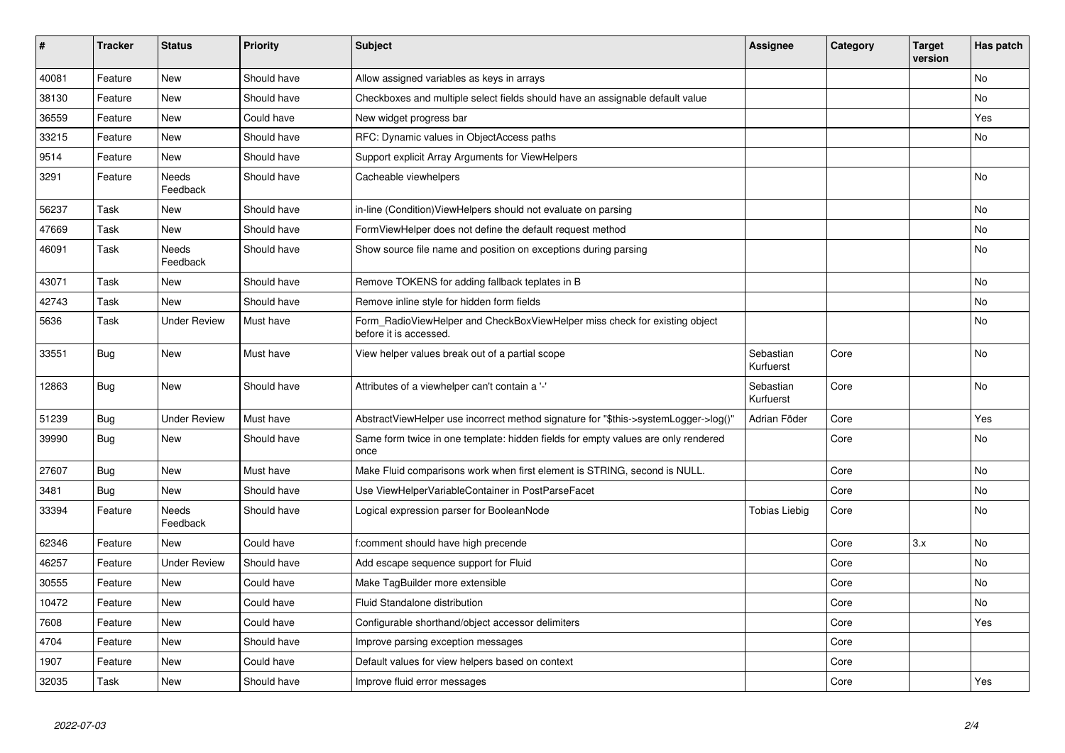| # | Tracker | Status | Priority | Subject | Assignee | Category | Target version | Has patch |
|---|---|---|---|---|---|---|---|---|
| 40081 | Feature | New | Should have | Allow assigned variables as keys in arrays | | | | No |
| 38130 | Feature | New | Should have | Checkboxes and multiple select fields should have an assignable default value | | | | No |
| 36559 | Feature | New | Could have | New widget progress bar | | | | Yes |
| 33215 | Feature | New | Should have | RFC: Dynamic values in ObjectAccess paths | | | | No |
| 9514 | Feature | New | Should have | Support explicit Array Arguments for ViewHelpers | | | | |
| 3291 | Feature | Needs Feedback | Should have | Cacheable viewhelpers | | | | No |
| 56237 | Task | New | Should have | in-line (Condition)ViewHelpers should not evaluate on parsing | | | | No |
| 47669 | Task | New | Should have | FormViewHelper does not define the default request method | | | | No |
| 46091 | Task | Needs Feedback | Should have | Show source file name and position on exceptions during parsing | | | | No |
| 43071 | Task | New | Should have | Remove TOKENS for adding fallback teplates in B | | | | No |
| 42743 | Task | New | Should have | Remove inline style for hidden form fields | | | | No |
| 5636 | Task | Under Review | Must have | Form_RadioViewHelper and CheckBoxViewHelper miss check for existing object before it is accessed. | | | | No |
| 33551 | Bug | New | Must have | View helper values break out of a partial scope | Sebastian Kurfuerst | Core | | No |
| 12863 | Bug | New | Should have | Attributes of a viewhelper can't contain a '-' | Sebastian Kurfuerst | Core | | No |
| 51239 | Bug | Under Review | Must have | AbstractViewHelper use incorrect method signature for "$this->systemLogger->log()" | Adrian Föder | Core | | Yes |
| 39990 | Bug | New | Should have | Same form twice in one template: hidden fields for empty values are only rendered once | | Core | | No |
| 27607 | Bug | New | Must have | Make Fluid comparisons work when first element is STRING, second is NULL. | | Core | | No |
| 3481 | Bug | New | Should have | Use ViewHelperVariableContainer in PostParseFacet | | Core | | No |
| 33394 | Feature | Needs Feedback | Should have | Logical expression parser for BooleanNode | Tobias Liebig | Core | | No |
| 62346 | Feature | New | Could have | f:comment should have high precende | | Core | 3.x | No |
| 46257 | Feature | Under Review | Should have | Add escape sequence support for Fluid | | Core | | No |
| 30555 | Feature | New | Could have | Make TagBuilder more extensible | | Core | | No |
| 10472 | Feature | New | Could have | Fluid Standalone distribution | | Core | | No |
| 7608 | Feature | New | Could have | Configurable shorthand/object accessor delimiters | | Core | | Yes |
| 4704 | Feature | New | Should have | Improve parsing exception messages | | Core | | |
| 1907 | Feature | New | Could have | Default values for view helpers based on context | | Core | | |
| 32035 | Task | New | Should have | Improve fluid error messages | | Core | | Yes |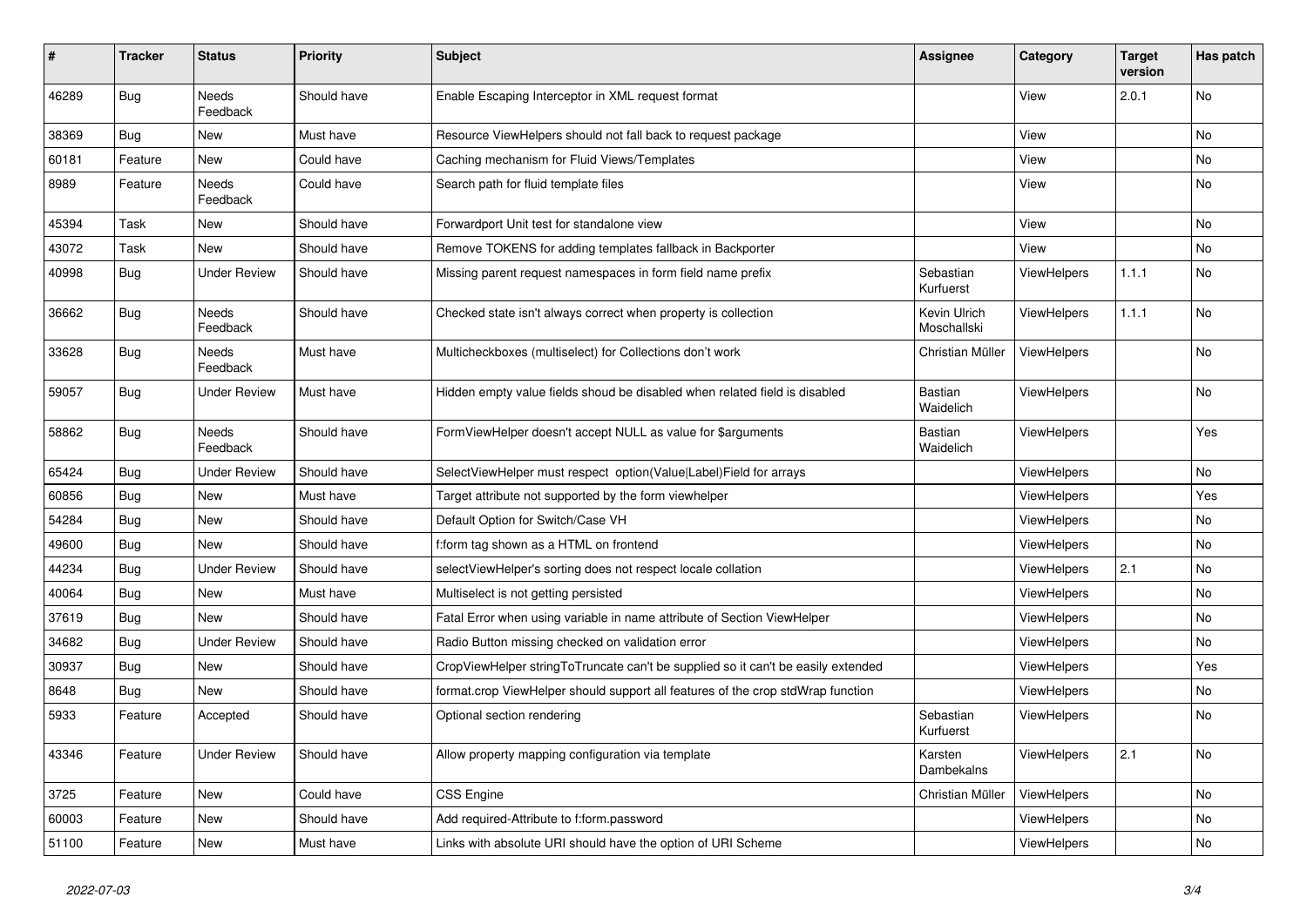| # | Tracker | Status | Priority | Subject | Assignee | Category | Target version | Has patch |
|---|---|---|---|---|---|---|---|---|
| 46289 | Bug | Needs Feedback | Should have | Enable Escaping Interceptor in XML request format | | View | 2.0.1 | No |
| 38369 | Bug | New | Must have | Resource ViewHelpers should not fall back to request package | | View | | No |
| 60181 | Feature | New | Could have | Caching mechanism for Fluid Views/Templates | | View | | No |
| 8989 | Feature | Needs Feedback | Could have | Search path for fluid template files | | View | | No |
| 45394 | Task | New | Should have | Forwardport Unit test for standalone view | | View | | No |
| 43072 | Task | New | Should have | Remove TOKENS for adding templates fallback in Backporter | | View | | No |
| 40998 | Bug | Under Review | Should have | Missing parent request namespaces in form field name prefix | Sebastian Kurfuerst | ViewHelpers | 1.1.1 | No |
| 36662 | Bug | Needs Feedback | Should have | Checked state isn't always correct when property is collection | Kevin Ulrich Moschallski | ViewHelpers | 1.1.1 | No |
| 33628 | Bug | Needs Feedback | Must have | Multicheckboxes (multiselect) for Collections don't work | Christian Müller | ViewHelpers | | No |
| 59057 | Bug | Under Review | Must have | Hidden empty value fields shoud be disabled when related field is disabled | Bastian Waidelich | ViewHelpers | | No |
| 58862 | Bug | Needs Feedback | Should have | FormViewHelper doesn't accept NULL as value for $arguments | Bastian Waidelich | ViewHelpers | | Yes |
| 65424 | Bug | Under Review | Should have | SelectViewHelper must respect option(Value\|Label)Field for arrays | | ViewHelpers | | No |
| 60856 | Bug | New | Must have | Target attribute not supported by the form viewhelper | | ViewHelpers | | Yes |
| 54284 | Bug | New | Should have | Default Option for Switch/Case VH | | ViewHelpers | | No |
| 49600 | Bug | New | Should have | f:form tag shown as a HTML on frontend | | ViewHelpers | | No |
| 44234 | Bug | Under Review | Should have | selectViewHelper's sorting does not respect locale collation | | ViewHelpers | 2.1 | No |
| 40064 | Bug | New | Must have | Multiselect is not getting persisted | | ViewHelpers | | No |
| 37619 | Bug | New | Should have | Fatal Error when using variable in name attribute of Section ViewHelper | | ViewHelpers | | No |
| 34682 | Bug | Under Review | Should have | Radio Button missing checked on validation error | | ViewHelpers | | No |
| 30937 | Bug | New | Should have | CropViewHelper stringToTruncate can't be supplied so it can't be easily extended | | ViewHelpers | | Yes |
| 8648 | Bug | New | Should have | format.crop ViewHelper should support all features of the crop stdWrap function | | ViewHelpers | | No |
| 5933 | Feature | Accepted | Should have | Optional section rendering | Sebastian Kurfuerst | ViewHelpers | | No |
| 43346 | Feature | Under Review | Should have | Allow property mapping configuration via template | Karsten Dambekalns | ViewHelpers | 2.1 | No |
| 3725 | Feature | New | Could have | CSS Engine | Christian Müller | ViewHelpers | | No |
| 60003 | Feature | New | Should have | Add required-Attribute to f:form.password | | ViewHelpers | | No |
| 51100 | Feature | New | Must have | Links with absolute URI should have the option of URI Scheme | | ViewHelpers | | No |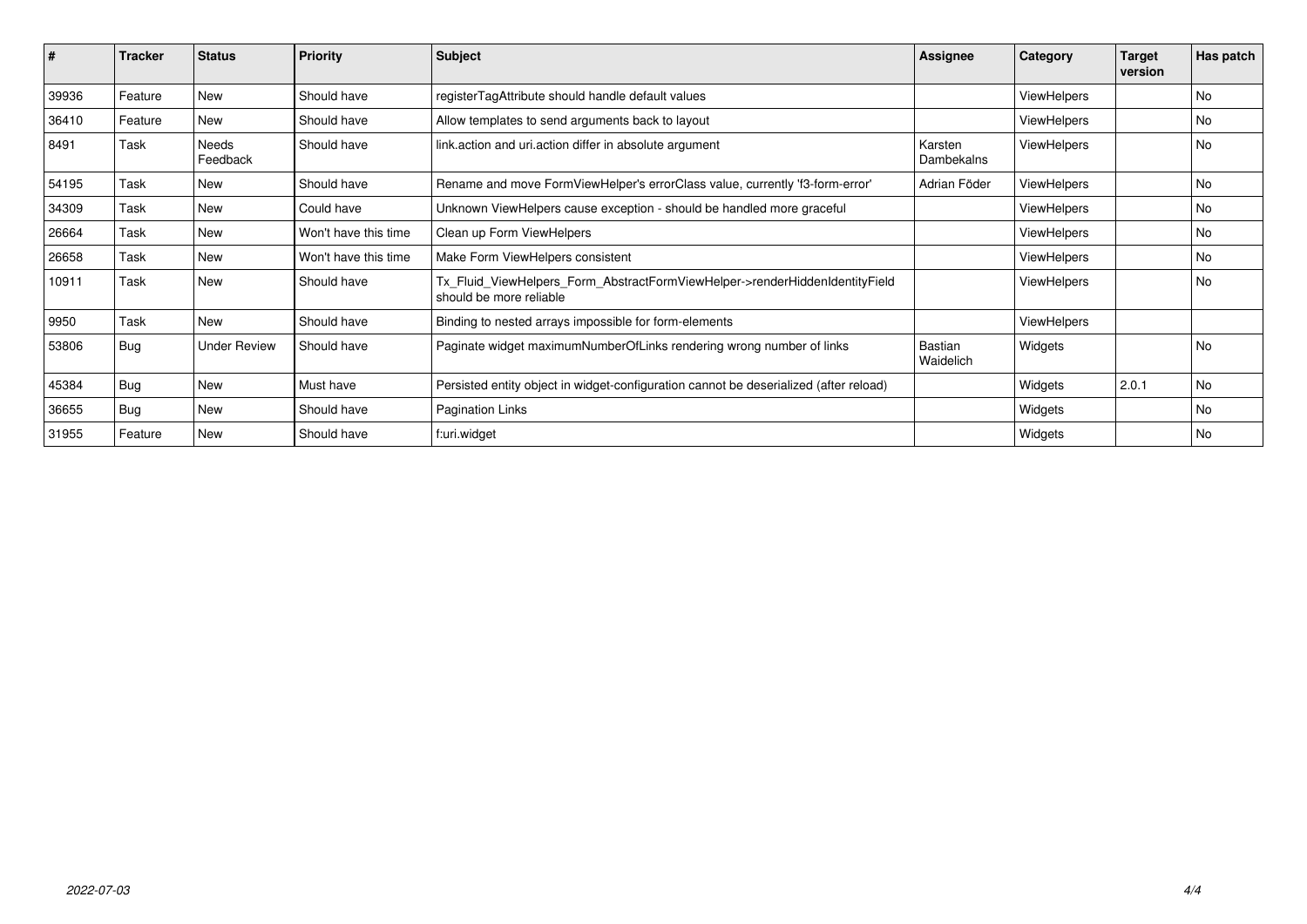| # | Tracker | Status | Priority | Subject | Assignee | Category | Target version | Has patch |
|---|---|---|---|---|---|---|---|---|
| 39936 | Feature | New | Should have | registerTagAttribute should handle default values | | ViewHelpers | | No |
| 36410 | Feature | New | Should have | Allow templates to send arguments back to layout | | ViewHelpers | | No |
| 8491 | Task | Needs Feedback | Should have | link.action and uri.action differ in absolute argument | Karsten Dambekalns | ViewHelpers | | No |
| 54195 | Task | New | Should have | Rename and move FormViewHelper's errorClass value, currently 'f3-form-error' | Adrian Föder | ViewHelpers | | No |
| 34309 | Task | New | Could have | Unknown ViewHelpers cause exception - should be handled more graceful | | ViewHelpers | | No |
| 26664 | Task | New | Won't have this time | Clean up Form ViewHelpers | | ViewHelpers | | No |
| 26658 | Task | New | Won't have this time | Make Form ViewHelpers consistent | | ViewHelpers | | No |
| 10911 | Task | New | Should have | Tx_Fluid_ViewHelpers_Form_AbstractFormViewHelper->renderHiddenIdentityField should be more reliable | | ViewHelpers | | No |
| 9950 | Task | New | Should have | Binding to nested arrays impossible for form-elements | | ViewHelpers | | |
| 53806 | Bug | Under Review | Should have | Paginate widget maximumNumberOfLinks rendering wrong number of links | Bastian Waidelich | Widgets | | No |
| 45384 | Bug | New | Must have | Persisted entity object in widget-configuration cannot be deserialized (after reload) | | Widgets | 2.0.1 | No |
| 36655 | Bug | New | Should have | Pagination Links | | Widgets | | No |
| 31955 | Feature | New | Should have | f:uri.widget | | Widgets | | No |

*2022-07-03*